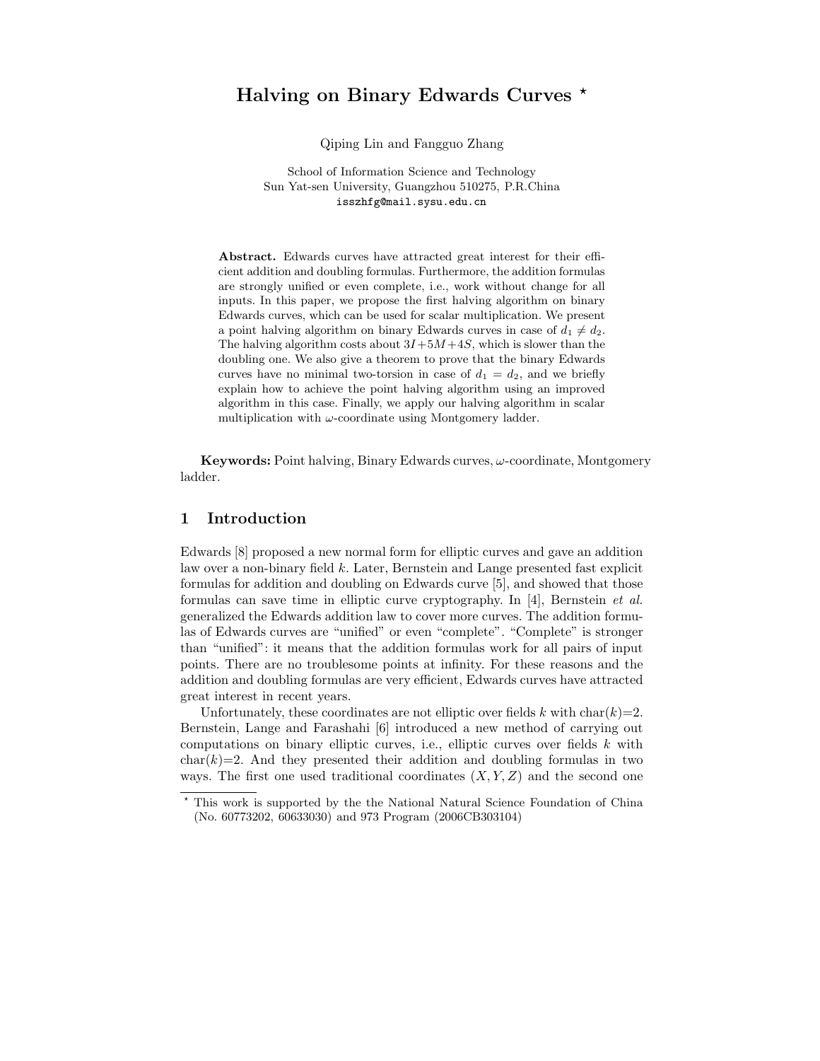# Halving on Binary Edwards Curves *

Qiping Lin and Fangguo Zhang

School of Information Science and Technology
Sun Yat-sen University, Guangzhou 510275, P.R.China
isszhfg@mail.sysu.edu.cn

**Abstract.** Edwards curves have attracted great interest for their efficient addition and doubling formulas. Furthermore, the addition formulas are strongly unified or even complete, i.e., work without change for all inputs. In this paper, we propose the first halving algorithm on binary Edwards curves, which can be used for scalar multiplication. We present a point halving algorithm on binary Edwards curves in case of $d_1 \neq d_2$. The halving algorithm costs about $3I+5M+4S$, which is slower than the doubling one. We also give a theorem to prove that the binary Edwards curves have no minimal two-torsion in case of $d_1 = d_2$, and we briefly explain how to achieve the point halving algorithm using an improved algorithm in this case. Finally, we apply our halving algorithm in scalar multiplication with $\omega$-coordinate using Montgomery ladder.

**Keywords:** Point halving, Binary Edwards curves, $\omega$-coordinate, Montgomery ladder.

## 1 Introduction

Edwards [8] proposed a new normal form for elliptic curves and gave an addition law over a non-binary field $k$. Later, Bernstein and Lange presented fast explicit formulas for addition and doubling on Edwards curve [5], and showed that those formulas can save time in elliptic curve cryptography. In [4], Bernstein *et al.* generalized the Edwards addition law to cover more curves. The addition formulas of Edwards curves are "unified" or even "complete". "Complete" is stronger than "unified": it means that the addition formulas work for all pairs of input points. There are no troublesome points at infinity. For these reasons and the addition and doubling formulas are very efficient, Edwards curves have attracted great interest in recent years.

Unfortunately, these coordinates are not elliptic over fields $k$ with char($k$)=2. Bernstein, Lange and Farashahi [6] introduced a new method of carrying out computations on binary elliptic curves, i.e., elliptic curves over fields $k$ with char($k$)=2. And they presented their addition and doubling formulas in two ways. The first one used traditional coordinates $(X, Y, Z)$ and the second one

* This work is supported by the the National Natural Science Foundation of China (No. 60773202, 60633030) and 973 Program (2006CB303104)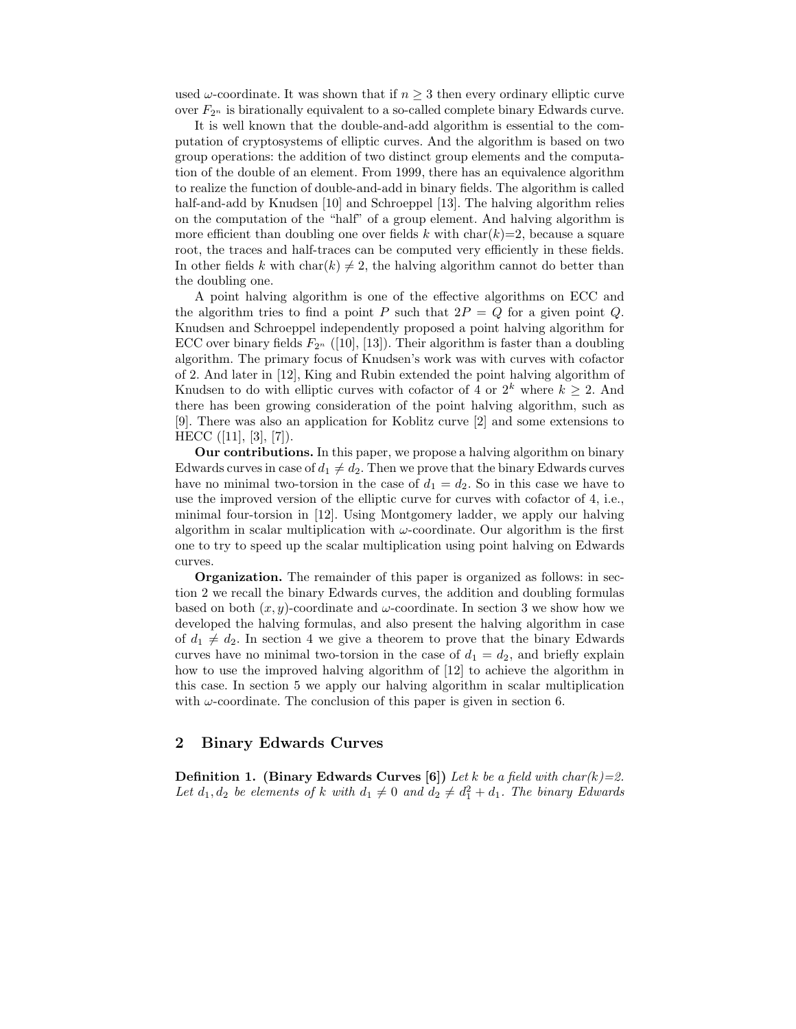used $\omega$-coordinate. It was shown that if $n \geq 3$ then every ordinary elliptic curve over $F_{2^n}$ is birationally equivalent to a so-called complete binary Edwards curve.

It is well known that the double-and-add algorithm is essential to the computation of cryptosystems of elliptic curves. And the algorithm is based on two group operations: the addition of two distinct group elements and the computation of the double of an element. From 1999, there has an equivalence algorithm to realize the function of double-and-add in binary fields. The algorithm is called half-and-add by Knudsen [10] and Schroeppel [13]. The halving algorithm relies on the computation of the "half" of a group element. And halving algorithm is more efficient than doubling one over fields $k$ with char($k$)=2, because a square root, the traces and half-traces can be computed very efficiently in these fields. In other fields $k$ with char($k$) $\neq 2$, the halving algorithm cannot do better than the doubling one.

A point halving algorithm is one of the effective algorithms on ECC and the algorithm tries to find a point $P$ such that $2P = Q$ for a given point $Q$. Knudsen and Schroeppel independently proposed a point halving algorithm for ECC over binary fields $F_{2^n}$ ([10], [13]). Their algorithm is faster than a doubling algorithm. The primary focus of Knudsen's work was with curves with cofactor of 2. And later in [12], King and Rubin extended the point halving algorithm of Knudsen to do with elliptic curves with cofactor of 4 or $2^k$ where $k \geq 2$. And there has been growing consideration of the point halving algorithm, such as [9]. There was also an application for Koblitz curve [2] and some extensions to HECC ([11], [3], [7]).

**Our contributions.** In this paper, we propose a halving algorithm on binary Edwards curves in case of $d_1 \neq d_2$. Then we prove that the binary Edwards curves have no minimal two-torsion in the case of $d_1 = d_2$. So in this case we have to use the improved version of the elliptic curve for curves with cofactor of 4, i.e., minimal four-torsion in [12]. Using Montgomery ladder, we apply our halving algorithm in scalar multiplication with $\omega$-coordinate. Our algorithm is the first one to try to speed up the scalar multiplication using point halving on Edwards curves.

**Organization.** The remainder of this paper is organized as follows: in section 2 we recall the binary Edwards curves, the addition and doubling formulas based on both $(x, y)$-coordinate and $\omega$-coordinate. In section 3 we show how we developed the halving formulas, and also present the halving algorithm in case of $d_1 \neq d_2$. In section 4 we give a theorem to prove that the binary Edwards curves have no minimal two-torsion in the case of $d_1 = d_2$, and briefly explain how to use the improved halving algorithm of [12] to achieve the algorithm in this case. In section 5 we apply our halving algorithm in scalar multiplication with $\omega$-coordinate. The conclusion of this paper is given in section 6.

## 2 Binary Edwards Curves

**Definition 1. (Binary Edwards Curves [6])** *Let $k$ be a field with char($k$)=2. Let $d_1, d_2$ be elements of $k$ with $d_1 \neq 0$ and $d_2 \neq d_1^2 + d_1$. The binary Edwards*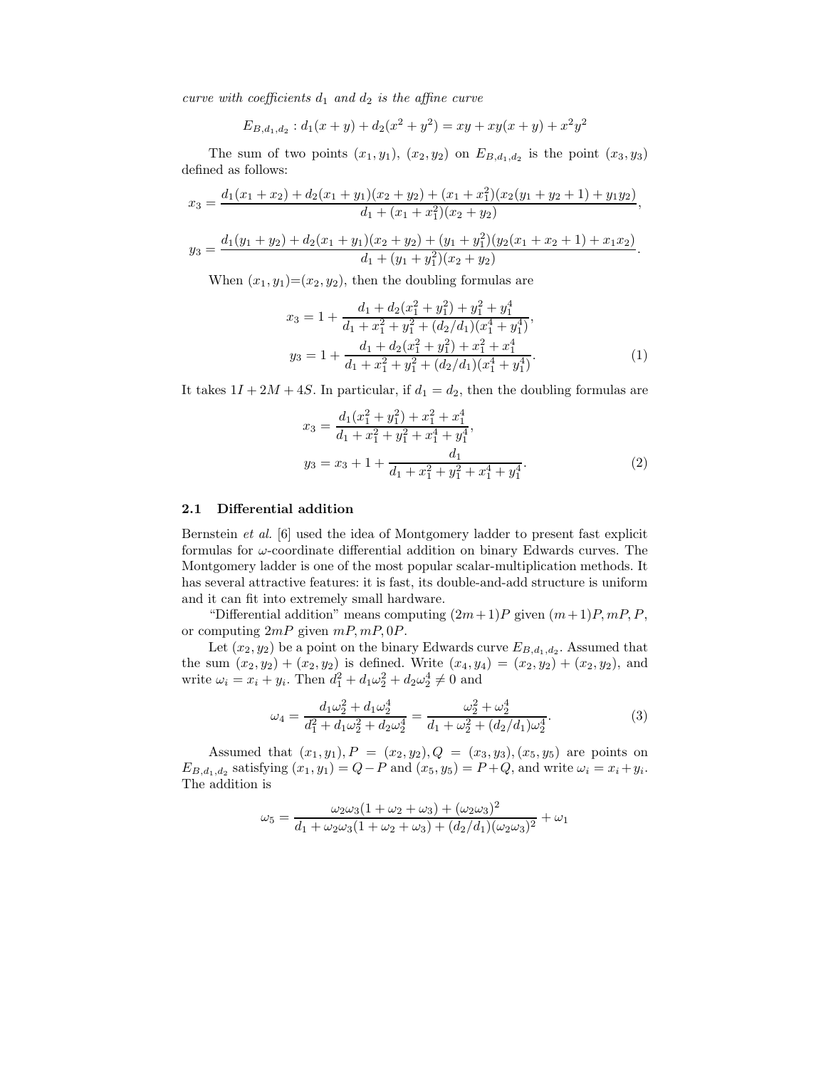*curve with coefficients $d_1$ and $d_2$ is the affine curve*

$$E_{B,d_1,d_2} : d_1(x + y) + d_2(x^2 + y^2) = xy + xy(x + y) + x^2y^2$$

The sum of two points $(x_1, y_1)$, $(x_2, y_2)$ on $E_{B,d_1,d_2}$ is the point $(x_3, y_3)$ defined as follows:

$$x_3 = \frac{d_1(x_1 + x_2) + d_2(x_1 + y_1)(x_2 + y_2) + (x_1 + x_1^2)(x_2(y_1 + y_2 + 1) + y_1y_2)}{d_1 + (x_1 + x_1^2)(x_2 + y_2)},$$

$$y_3 = \frac{d_1(y_1 + y_2) + d_2(x_1 + y_1)(x_2 + y_2) + (y_1 + y_1^2)(y_2(x_1 + x_2 + 1) + x_1x_2)}{d_1 + (y_1 + y_1^2)(x_2 + y_2)}.$$

When $(x_1, y_1)$=$(x_2, y_2)$, then the doubling formulas are

$$x_3 = 1 + \frac{d_1 + d_2(x_1^2 + y_1^2) + y_1^2 + y_1^4}{d_1 + x_1^2 + y_1^2 + (d_2/d_1)(x_1^4 + y_1^4)},$$
$$y_3 = 1 + \frac{d_1 + d_2(x_1^2 + y_1^2) + x_1^2 + x_1^4}{d_1 + x_1^2 + y_1^2 + (d_2/d_1)(x_1^4 + y_1^4)}. \quad (1)$$

It takes $1I + 2M + 4S$. In particular, if $d_1 = d_2$, then the doubling formulas are

$$x_3 = \frac{d_1(x_1^2 + y_1^2) + x_1^2 + x_1^4}{d_1 + x_1^2 + y_1^2 + x_1^4 + y_1^4},$$
$$y_3 = x_3 + 1 + \frac{d_1}{d_1 + x_1^2 + y_1^2 + x_1^4 + y_1^4}. \quad (2)$$

### 2.1 Differential addition

Bernstein *et al.* [6] used the idea of Montgomery ladder to present fast explicit formulas for $\omega$-coordinate differential addition on binary Edwards curves. The Montgomery ladder is one of the most popular scalar-multiplication methods. It has several attractive features: it is fast, its double-and-add structure is uniform and it can fit into extremely small hardware.

"Differential addition" means computing $(2m+1)P$ given $(m+1)P, mP, P$, or computing $2mP$ given $mP, mP, 0P$.

Let $(x_2, y_2)$ be a point on the binary Edwards curve $E_{B,d_1,d_2}$. Assumed that the sum $(x_2, y_2) + (x_2, y_2)$ is defined. Write $(x_4, y_4) = (x_2, y_2) + (x_2, y_2)$, and write $\omega_i = x_i + y_i$. Then $d_1^2 + d_1\omega_2^2 + d_2\omega_2^4 \neq 0$ and

$$\omega_4 = \frac{d_1\omega_2^2 + d_1\omega_2^4}{d_1^2 + d_1\omega_2^2 + d_2\omega_2^4} = \frac{\omega_2^2 + \omega_2^4}{d_1 + \omega_2^2 + (d_2/d_1)\omega_2^4}. \quad (3)$$

Assumed that $(x_1, y_1), P = (x_2, y_2), Q = (x_3, y_3), (x_5, y_5)$ are points on $E_{B,d_1,d_2}$ satisfying $(x_1, y_1) = Q - P$ and $(x_5, y_5) = P + Q$, and write $\omega_i = x_i + y_i$. The addition is

$$\omega_5 = \frac{\omega_2\omega_3(1 + \omega_2 + \omega_3) + (\omega_2\omega_3)^2}{d_1 + \omega_2\omega_3(1 + \omega_2 + \omega_3) + (d_2/d_1)(\omega_2\omega_3)^2} + \omega_1$$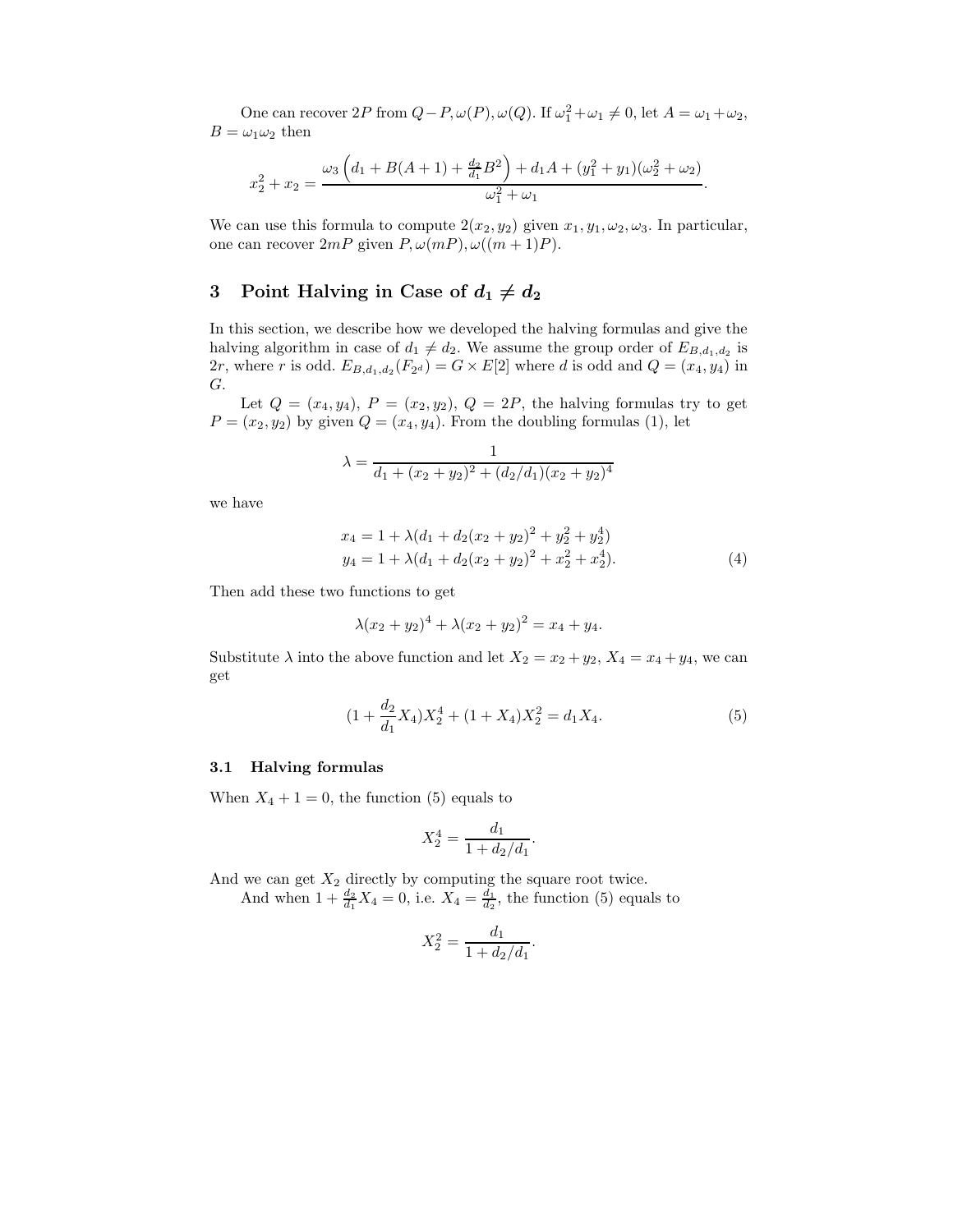One can recover $2P$ from $Q-P, \omega(P), \omega(Q)$. If $\omega_1^2+\omega_1 \neq 0$, let $A = \omega_1+\omega_2$, $B = \omega_1\omega_2$ then

$$x_2^2 + x_2 = \frac{\omega_3\left(d_1 + B(A+1) + \frac{d_2}{d_1}B^2\right) + d_1 A + (y_1^2+y_1)(\omega_2^2+\omega_2)}{\omega_1^2+\omega_1}.$$

We can use this formula to compute $2(x_2, y_2)$ given $x_1, y_1, \omega_2, \omega_3$. In particular, one can recover $2mP$ given $P, \omega(mP), \omega((m+1)P)$.

## 3 Point Halving in Case of $d_1 \neq d_2$

In this section, we describe how we developed the halving formulas and give the halving algorithm in case of $d_1 \neq d_2$. We assume the group order of $E_{B,d_1,d_2}$ is $2r$, where $r$ is odd. $E_{B,d_1,d_2}(F_{2^d}) = G \times E[2]$ where $d$ is odd and $Q = (x_4, y_4)$ in $G$.

Let $Q = (x_4, y_4)$, $P = (x_2, y_2)$, $Q = 2P$, the halving formulas try to get $P = (x_2, y_2)$ by given $Q = (x_4, y_4)$. From the doubling formulas (1), let

$$\lambda = \frac{1}{d_1 + (x_2+y_2)^2 + (d_2/d_1)(x_2+y_2)^4}$$

we have

$$\begin{aligned} x_4 &= 1 + \lambda(d_1 + d_2(x_2+y_2)^2 + y_2^2 + y_2^4) \\ y_4 &= 1 + \lambda(d_1 + d_2(x_2+y_2)^2 + x_2^2 + x_2^4). \end{aligned} \tag{4}$$

Then add these two functions to get

$$\lambda(x_2+y_2)^4 + \lambda(x_2+y_2)^2 = x_4 + y_4.$$

Substitute $\lambda$ into the above function and let $X_2 = x_2 + y_2$, $X_4 = x_4 + y_4$, we can get

$$(1 + \frac{d_2}{d_1}X_4)X_2^4 + (1+X_4)X_2^2 = d_1 X_4. \tag{5}$$

### 3.1 Halving formulas

When $X_4 + 1 = 0$, the function (5) equals to

$$X_2^4 = \frac{d_1}{1 + d_2/d_1}.$$

And we can get $X_2$ directly by computing the square root twice.

And when $1 + \frac{d_2}{d_1}X_4 = 0$, i.e. $X_4 = \frac{d_1}{d_2}$, the function (5) equals to

$$X_2^2 = \frac{d_1}{1 + d_2/d_1}.$$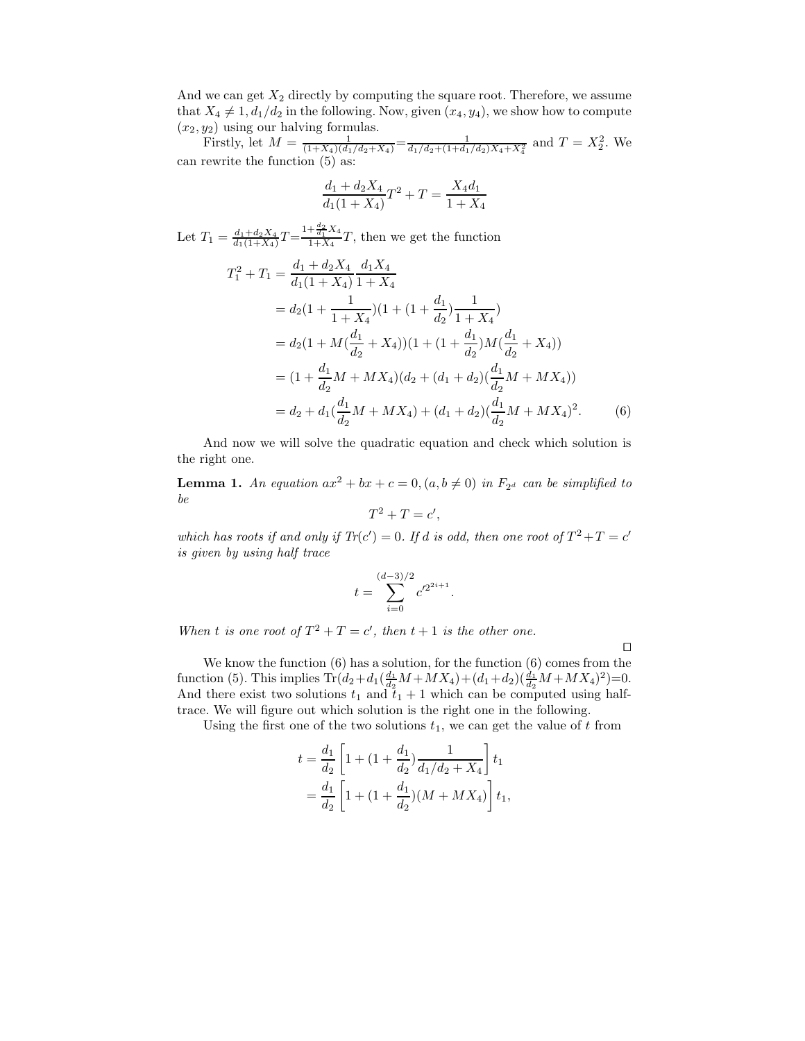And we can get $X_2$ directly by computing the square root. Therefore, we assume that $X_4 \neq 1, d_1/d_2$ in the following. Now, given $(x_4, y_4)$, we show how to compute $(x_2, y_2)$ using our halving formulas.

Firstly, let $M = \frac{1}{(1+X_4)(d_1/d_2+X_4)} = \frac{1}{d_1/d_2+(1+d_1/d_2)X_4+X_4^2}$ and $T = X_2^2$. We can rewrite the function (5) as:

$$\frac{d_1 + d_2 X_4}{d_1(1+X_4)} T^2 + T = \frac{X_4 d_1}{1+X_4}$$

Let $T_1 = \frac{d_1+d_2X_4}{d_1(1+X_4)}T = \frac{1+\frac{d_2}{d_1}X_4}{1+X_4}T$, then we get the function

$$\begin{aligned}
T_1^2 + T_1 &= \frac{d_1 + d_2 X_4}{d_1(1+X_4)} \frac{d_1 X_4}{1+X_4} \\
&= d_2\left(1 + \frac{1}{1+X_4}\right)\left(1 + \left(1+\frac{d_1}{d_2}\right)\frac{1}{1+X_4}\right) \\
&= d_2\left(1 + M\left(\frac{d_1}{d_2} + X_4\right)\right)\left(1 + \left(1+\frac{d_1}{d_2}\right)M\left(\frac{d_1}{d_2} + X_4\right)\right) \\
&= \left(1 + \frac{d_1}{d_2}M + MX_4\right)\left(d_2 + (d_1+d_2)\left(\frac{d_1}{d_2}M + MX_4\right)\right) \\
&= d_2 + d_1\left(\frac{d_1}{d_2}M + MX_4\right) + (d_1+d_2)\left(\frac{d_1}{d_2}M + MX_4\right)^2. \qquad (6)
\end{aligned}$$

And now we will solve the quadratic equation and check which solution is the right one.

**Lemma 1.** *An equation $ax^2 + bx + c = 0, (a, b \neq 0)$ in $F_{2^d}$ can be simplified to be*

$$T^2 + T = c',$$

*which has roots if and only if $Tr(c') = 0$. If $d$ is odd, then one root of $T^2+T = c'$ is given by using half trace*

$$t = \sum_{i=0}^{(d-3)/2} c'^{2^{2i+1}}.$$

*When $t$ is one root of $T^2 + T = c'$, then $t + 1$ is the other one.*

□

We know the function (6) has a solution, for the function (6) comes from the function (5). This implies $\mathrm{Tr}(d_2+d_1(\frac{d_1}{d_2}M+MX_4)+(d_1+d_2)(\frac{d_1}{d_2}M+MX_4)^2)=0$. And there exist two solutions $t_1$ and $t_1 + 1$ which can be computed using half-trace. We will figure out which solution is the right one in the following.

Using the first one of the two solutions $t_1$, we can get the value of $t$ from

$$\begin{aligned}
t &= \frac{d_1}{d_2}\left[1 + \left(1+\frac{d_1}{d_2}\right)\frac{1}{d_1/d_2 + X_4}\right] t_1 \\
&= \frac{d_1}{d_2}\left[1 + \left(1+\frac{d_1}{d_2}\right)(M + MX_4)\right] t_1,
\end{aligned}$$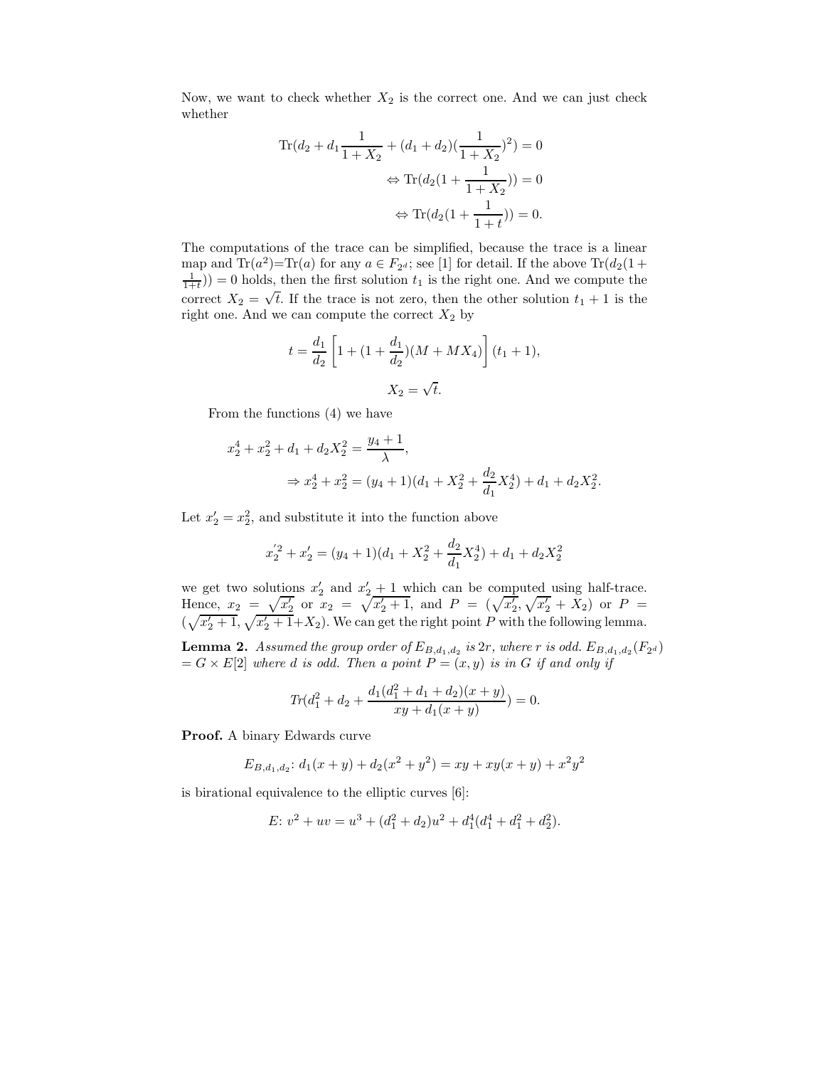Now, we want to check whether $X_2$ is the correct one. And we can just check whether

$$
\begin{aligned}
\mathrm{Tr}(d_2 + d_1 \frac{1}{1+X_2} + (d_1+d_2)(\frac{1}{1+X_2})^2) = 0 \\
\Leftrightarrow \mathrm{Tr}(d_2(1+\frac{1}{1+X_2})) = 0 \\
\Leftrightarrow \mathrm{Tr}(d_2(1+\frac{1}{1+t})) = 0.
\end{aligned}
$$

The computations of the trace can be simplified, because the trace is a linear map and $\mathrm{Tr}(a^2)$=$\mathrm{Tr}(a)$ for any $a \in F_{2^d}$; see [1] for detail. If the above $\mathrm{Tr}(d_2(1+\frac{1}{1+t})) = 0$ holds, then the first solution $t_1$ is the right one. And we compute the correct $X_2 = \sqrt{t}$. If the trace is not zero, then the other solution $t_1 + 1$ is the right one. And we can compute the correct $X_2$ by

$$
t = \frac{d_1}{d_2}\left[1 + (1+\frac{d_1}{d_2})(M + MX_4)\right](t_1+1),
$$

$$
X_2 = \sqrt{t}.
$$

From the functions (4) we have

$$
\begin{aligned}
x_2^4 + x_2^2 + d_1 + d_2 X_2^2 &= \frac{y_4+1}{\lambda}, \\
\Rightarrow x_2^4 + x_2^2 &= (y_4+1)(d_1 + X_2^2 + \frac{d_2}{d_1}X_2^4) + d_1 + d_2 X_2^2.
\end{aligned}
$$

Let $x_2' = x_2^2$, and substitute it into the function above

$$
x_2^{'2} + x_2' = (y_4+1)(d_1 + X_2^2 + \frac{d_2}{d_1}X_2^4) + d_1 + d_2 X_2^2
$$

we get two solutions $x_2'$ and $x_2'+1$ which can be computed using half-trace. Hence, $x_2 = \sqrt{x_2'}$ or $x_2 = \sqrt{x_2'+1}$, and $P = (\sqrt{x_2'}, \sqrt{x_2'} + X_2)$ or $P = (\sqrt{x_2'+1}, \sqrt{x_2'+1} + X_2)$. We can get the right point $P$ with the following lemma.

**Lemma 2.** *Assumed the group order of $E_{B,d_1,d_2}$ is $2r$, where $r$ is odd. $E_{B,d_1,d_2}(F_{2^d})$ $= G \times E[2]$ where $d$ is odd. Then a point $P = (x,y)$ is in $G$ if and only if*

$$
Tr(d_1^2 + d_2 + \frac{d_1(d_1^2+d_1+d_2)(x+y)}{xy + d_1(x+y)}) = 0.
$$

**Proof.** A binary Edwards curve

$$
E_{B,d_1,d_2}\colon d_1(x+y) + d_2(x^2+y^2) = xy + xy(x+y) + x^2y^2
$$

is birational equivalence to the elliptic curves [6]:

$$
E\colon v^2 + uv = u^3 + (d_1^2 + d_2)u^2 + d_1^4(d_1^4 + d_1^2 + d_2^2).
$$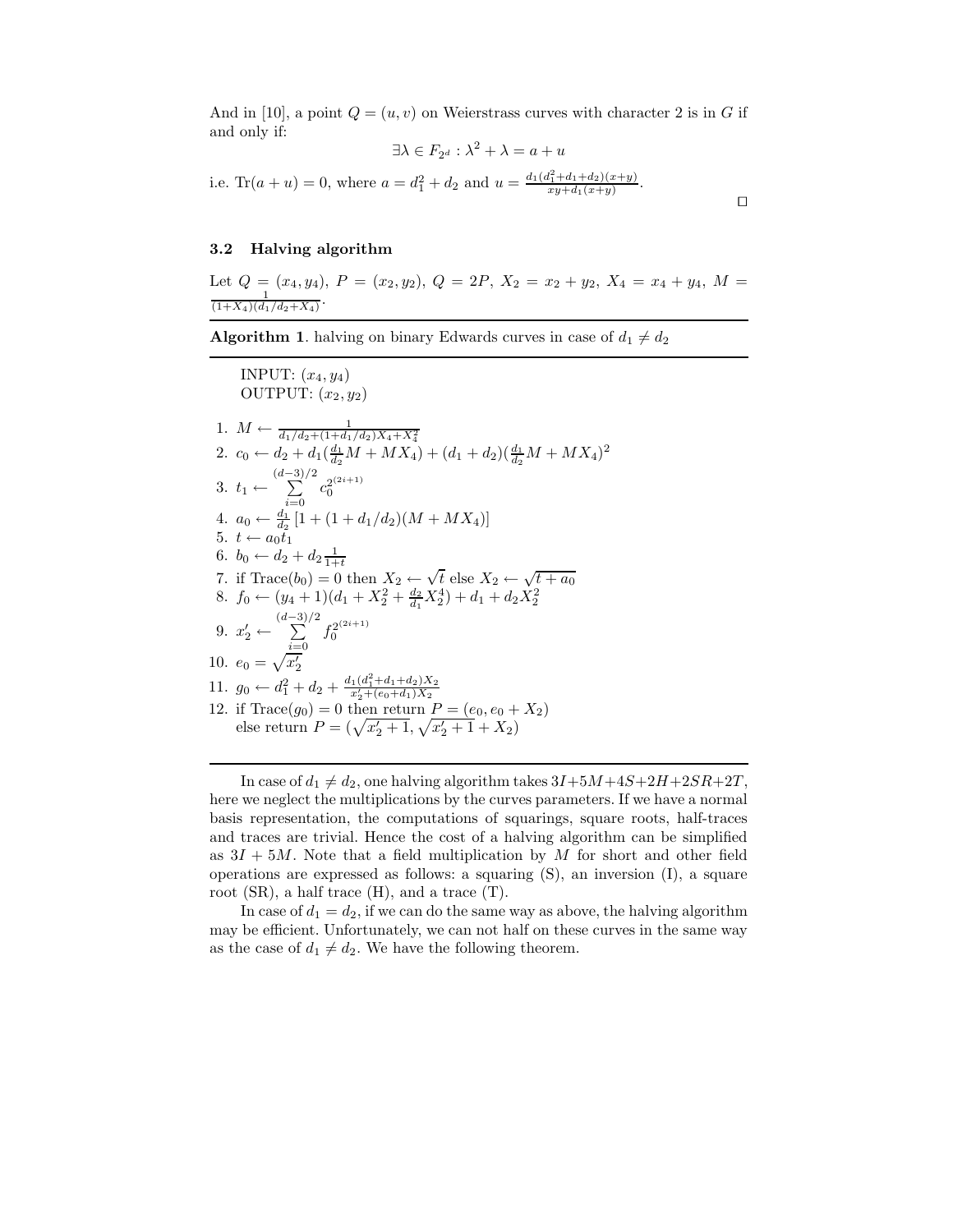And in [10], a point $Q = (u, v)$ on Weierstrass curves with character 2 is in $G$ if and only if:

$$\exists \lambda \in F_{2^d} : \lambda^2 + \lambda = a + u$$

i.e. $\mathrm{Tr}(a + u) = 0$, where $a = d_1^2 + d_2$ and $u = \frac{d_1(d_1^2+d_1+d_2)(x+y)}{xy+d_1(x+y)}$.

□

### 3.2 Halving algorithm

Let $Q = (x_4, y_4)$, $P = (x_2, y_2)$, $Q = 2P$, $X_2 = x_2 + y_2$, $X_4 = x_4 + y_4$, $M = \frac{1}{(1+X_4)(d_1/d_2+X_4)}$.

---

**Algorithm 1**. halving on binary Edwards curves in case of $d_1 \neq d_2$

---

INPUT: $(x_4, y_4)$
OUTPUT: $(x_2, y_2)$

1. $M \leftarrow \frac{1}{d_1/d_2+(1+d_1/d_2)X_4+X_4^2}$
2. $c_0 \leftarrow d_2 + d_1(\frac{d_1}{d_2}M + MX_4) + (d_1 + d_2)(\frac{d_1}{d_2}M + MX_4)^2$
3. $t_1 \leftarrow \sum_{i=0}^{(d-3)/2} c_0^{2^{(2i+1)}}$
4. $a_0 \leftarrow \frac{d_1}{d_2}\left[1 + (1 + d_1/d_2)(M + MX_4)\right]$
5. $t \leftarrow a_0 t_1$
6. $b_0 \leftarrow d_2 + d_2 \frac{1}{1+t}$
7. if Trace$(b_0) = 0$ then $X_2 \leftarrow \sqrt{t}$ else $X_2 \leftarrow \sqrt{t + a_0}$
8. $f_0 \leftarrow (y_4 + 1)(d_1 + X_2^2 + \frac{d_2}{d_1}X_2^4) + d_1 + d_2 X_2^2$
9. $x_2' \leftarrow \sum_{i=0}^{(d-3)/2} f_0^{2^{(2i+1)}}$
10. $e_0 = \sqrt{x_2'}$
11. $g_0 \leftarrow d_1^2 + d_2 + \frac{d_1(d_1^2+d_1+d_2)X_2}{x_2'+(e_0+d_1)X_2}$
12. if Trace$(g_0) = 0$ then return $P = (e_0, e_0 + X_2)$
    else return $P = (\sqrt{x_2' + 1}, \sqrt{x_2' + 1} + X_2)$

---

In case of $d_1 \neq d_2$, one halving algorithm takes $3I+5M+4S+2H+2SR+2T$, here we neglect the multiplications by the curves parameters. If we have a normal basis representation, the computations of squarings, square roots, half-traces and traces are trivial. Hence the cost of a halving algorithm can be simplified as $3I + 5M$. Note that a field multiplication by $M$ for short and other field operations are expressed as follows: a squaring (S), an inversion (I), a square root (SR), a half trace (H), and a trace (T).

In case of $d_1 = d_2$, if we can do the same way as above, the halving algorithm may be efficient. Unfortunately, we can not half on these curves in the same way as the case of $d_1 \neq d_2$. We have the following theorem.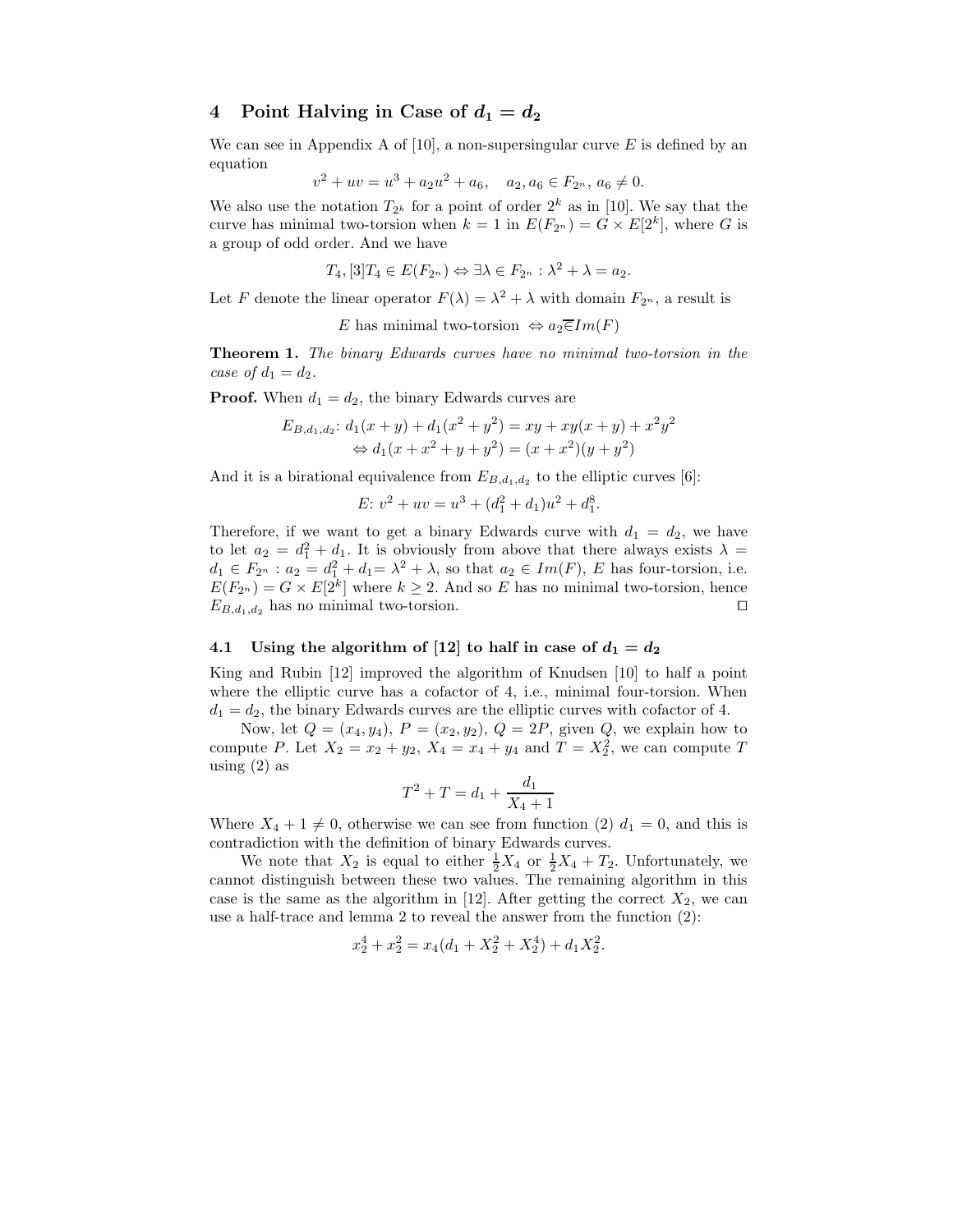## 4 Point Halving in Case of $d_1 = d_2$

We can see in Appendix A of [10], a non-supersingular curve $E$ is defined by an equation

$$v^2 + uv = u^3 + a_2u^2 + a_6, \quad a_2, a_6 \in F_{2^n},\, a_6 \neq 0.$$

We also use the notation $T_{2^k}$ for a point of order $2^k$ as in [10]. We say that the curve has minimal two-torsion when $k = 1$ in $E(F_{2^n}) = G \times E[2^k]$, where $G$ is a group of odd order. And we have

$$T_4, [3]T_4 \in E(F_{2^n}) \Leftrightarrow \exists \lambda \in F_{2^n} : \lambda^2 + \lambda = a_2.$$

Let $F$ denote the linear operator $F(\lambda) = \lambda^2 + \lambda$ with domain $F_{2^n}$, a result is

$$E \text{ has minimal two-torsion } \Leftrightarrow a_2 \overline{\in} Im(F)$$

**Theorem 1.** *The binary Edwards curves have no minimal two-torsion in the case of $d_1 = d_2$.*

**Proof.** When $d_1 = d_2$, the binary Edwards curves are

$$E_{B,d_1,d_2}\colon d_1(x + y) + d_1(x^2 + y^2) = xy + xy(x + y) + x^2y^2$$
$$\Leftrightarrow d_1(x + x^2 + y + y^2) = (x + x^2)(y + y^2)$$

And it is a birational equivalence from $E_{B,d_1,d_2}$ to the elliptic curves [6]:

$$E\colon v^2 + uv = u^3 + (d_1^2 + d_1)u^2 + d_1^8.$$

Therefore, if we want to get a binary Edwards curve with $d_1 = d_2$, we have to let $a_2 = d_1^2 + d_1$. It is obviously from above that there always exists $\lambda = d_1 \in F_{2^n} : a_2 = d_1^2 + d_1 = \lambda^2 + \lambda$, so that $a_2 \in Im(F)$, $E$ has four-torsion, i.e. $E(F_{2^n}) = G \times E[2^k]$ where $k \geq 2$. And so $E$ has no minimal two-torsion, hence $E_{B,d_1,d_2}$ has no minimal two-torsion. □

### 4.1 Using the algorithm of [12] to half in case of $d_1 = d_2$

King and Rubin [12] improved the algorithm of Knudsen [10] to half a point where the elliptic curve has a cofactor of 4, i.e., minimal four-torsion. When $d_1 = d_2$, the binary Edwards curves are the elliptic curves with cofactor of 4.

Now, let $Q = (x_4, y_4)$, $P = (x_2, y_2)$, $Q = 2P$, given $Q$, we explain how to compute $P$. Let $X_2 = x_2 + y_2$, $X_4 = x_4 + y_4$ and $T = X_2^2$, we can compute $T$ using (2) as

$$T^2 + T = d_1 + \frac{d_1}{X_4 + 1}$$

Where $X_4 + 1 \neq 0$, otherwise we can see from function (2) $d_1 = 0$, and this is contradiction with the definition of binary Edwards curves.

We note that $X_2$ is equal to either $\frac{1}{2}X_4$ or $\frac{1}{2}X_4 + T_2$. Unfortunately, we cannot distinguish between these two values. The remaining algorithm in this case is the same as the algorithm in [12]. After getting the correct $X_2$, we can use a half-trace and lemma 2 to reveal the answer from the function (2):

$$x_2^4 + x_2^2 = x_4(d_1 + X_2^2 + X_2^4) + d_1X_2^2.$$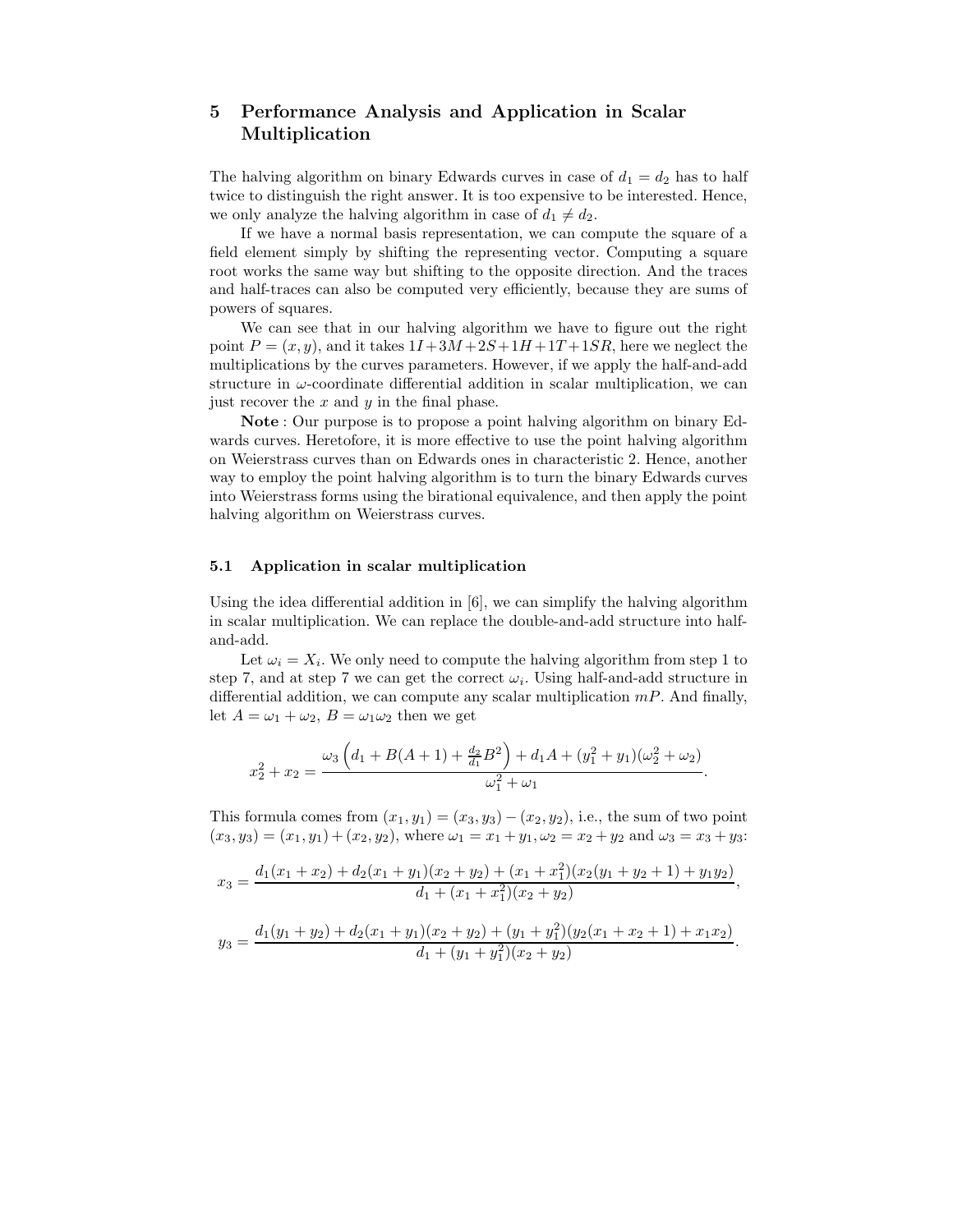# 5 Performance Analysis and Application in Scalar Multiplication

The halving algorithm on binary Edwards curves in case of $d_1 = d_2$ has to half twice to distinguish the right answer. It is too expensive to be interested. Hence, we only analyze the halving algorithm in case of $d_1 \neq d_2$.

If we have a normal basis representation, we can compute the square of a field element simply by shifting the representing vector. Computing a square root works the same way but shifting to the opposite direction. And the traces and half-traces can also be computed very efficiently, because they are sums of powers of squares.

We can see that in our halving algorithm we have to figure out the right point $P = (x, y)$, and it takes $1I + 3M + 2S + 1H + 1T + 1SR$, here we neglect the multiplications by the curves parameters. However, if we apply the half-and-add structure in $\omega$-coordinate differential addition in scalar multiplication, we can just recover the $x$ and $y$ in the final phase.

**Note** : Our purpose is to propose a point halving algorithm on binary Edwards curves. Heretofore, it is more effective to use the point halving algorithm on Weierstrass curves than on Edwards ones in characteristic 2. Hence, another way to employ the point halving algorithm is to turn the binary Edwards curves into Weierstrass forms using the birational equivalence, and then apply the point halving algorithm on Weierstrass curves.

## 5.1 Application in scalar multiplication

Using the idea differential addition in [6], we can simplify the halving algorithm in scalar multiplication. We can replace the double-and-add structure into half-and-add.

Let $\omega_i = X_i$. We only need to compute the halving algorithm from step 1 to step 7, and at step 7 we can get the correct $\omega_i$. Using half-and-add structure in differential addition, we can compute any scalar multiplication $mP$. And finally, let $A = \omega_1 + \omega_2$, $B = \omega_1 \omega_2$ then we get

$$x_2^2 + x_2 = \frac{\omega_3 \left( d_1 + B(A+1) + \frac{d_2}{d_1} B^2 \right) + d_1 A + (y_1^2 + y_1)(\omega_2^2 + \omega_2)}{\omega_1^2 + \omega_1}.$$

This formula comes from $(x_1, y_1) = (x_3, y_3) - (x_2, y_2)$, i.e., the sum of two point $(x_3, y_3) = (x_1, y_1) + (x_2, y_2)$, where $\omega_1 = x_1 + y_1, \omega_2 = x_2 + y_2$ and $\omega_3 = x_3 + y_3$:

$$x_3 = \frac{d_1(x_1 + x_2) + d_2(x_1 + y_1)(x_2 + y_2) + (x_1 + x_1^2)(x_2(y_1 + y_2 + 1) + y_1 y_2)}{d_1 + (x_1 + x_1^2)(x_2 + y_2)},$$

$$y_3 = \frac{d_1(y_1 + y_2) + d_2(x_1 + y_1)(x_2 + y_2) + (y_1 + y_1^2)(y_2(x_1 + x_2 + 1) + x_1 x_2)}{d_1 + (y_1 + y_1^2)(x_2 + y_2)}.$$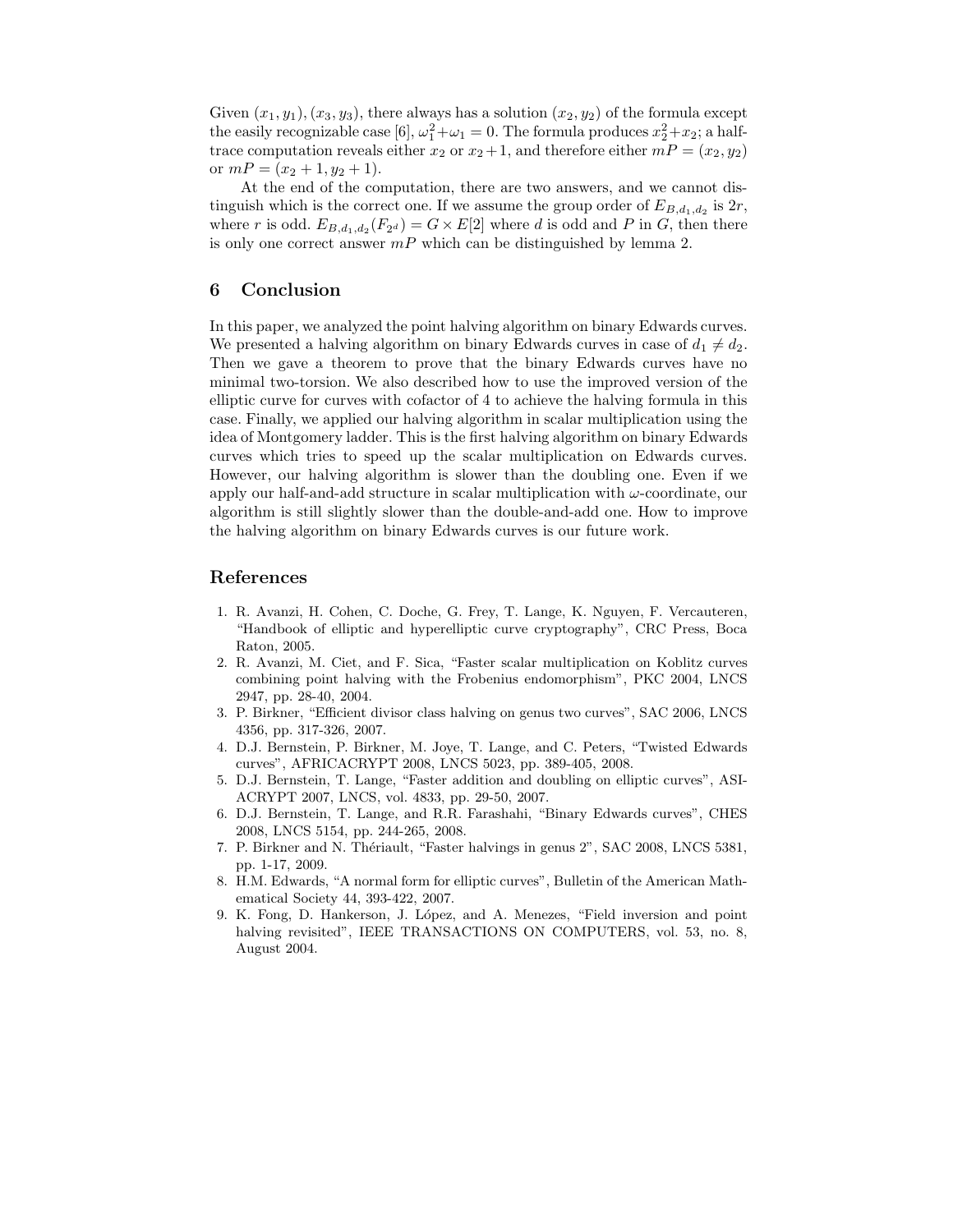Given $(x_1, y_1), (x_3, y_3)$, there always has a solution $(x_2, y_2)$ of the formula except the easily recognizable case [6], $\omega_1^2 + \omega_1 = 0$. The formula produces $x_2^2 + x_2$; a half-trace computation reveals either $x_2$ or $x_2 + 1$, and therefore either $mP = (x_2, y_2)$ or $mP = (x_2 + 1, y_2 + 1)$.

At the end of the computation, there are two answers, and we cannot distinguish which is the correct one. If we assume the group order of $E_{B,d_1,d_2}$ is $2r$, where $r$ is odd. $E_{B,d_1,d_2}(F_{2^d}) = G \times E[2]$ where $d$ is odd and $P$ in $G$, then there is only one correct answer $mP$ which can be distinguished by lemma 2.

## 6 Conclusion

In this paper, we analyzed the point halving algorithm on binary Edwards curves. We presented a halving algorithm on binary Edwards curves in case of $d_1 \neq d_2$. Then we gave a theorem to prove that the binary Edwards curves have no minimal two-torsion. We also described how to use the improved version of the elliptic curve for curves with cofactor of 4 to achieve the halving formula in this case. Finally, we applied our halving algorithm in scalar multiplication using the idea of Montgomery ladder. This is the first halving algorithm on binary Edwards curves which tries to speed up the scalar multiplication on Edwards curves. However, our halving algorithm is slower than the doubling one. Even if we apply our half-and-add structure in scalar multiplication with $\omega$-coordinate, our algorithm is still slightly slower than the double-and-add one. How to improve the halving algorithm on binary Edwards curves is our future work.

## References

1. R. Avanzi, H. Cohen, C. Doche, G. Frey, T. Lange, K. Nguyen, F. Vercauteren, "Handbook of elliptic and hyperelliptic curve cryptography", CRC Press, Boca Raton, 2005.
2. R. Avanzi, M. Ciet, and F. Sica, "Faster scalar multiplication on Koblitz curves combining point halving with the Frobenius endomorphism", PKC 2004, LNCS 2947, pp. 28-40, 2004.
3. P. Birkner, "Efficient divisor class halving on genus two curves", SAC 2006, LNCS 4356, pp. 317-326, 2007.
4. D.J. Bernstein, P. Birkner, M. Joye, T. Lange, and C. Peters, "Twisted Edwards curves", AFRICACRYPT 2008, LNCS 5023, pp. 389-405, 2008.
5. D.J. Bernstein, T. Lange, "Faster addition and doubling on elliptic curves", ASIACRYPT 2007, LNCS, vol. 4833, pp. 29-50, 2007.
6. D.J. Bernstein, T. Lange, and R.R. Farashahi, "Binary Edwards curves", CHES 2008, LNCS 5154, pp. 244-265, 2008.
7. P. Birkner and N. Thériault, "Faster halvings in genus 2", SAC 2008, LNCS 5381, pp. 1-17, 2009.
8. H.M. Edwards, "A normal form for elliptic curves", Bulletin of the American Mathematical Society 44, 393-422, 2007.
9. K. Fong, D. Hankerson, J. López, and A. Menezes, "Field inversion and point halving revisited", IEEE TRANSACTIONS ON COMPUTERS, vol. 53, no. 8, August 2004.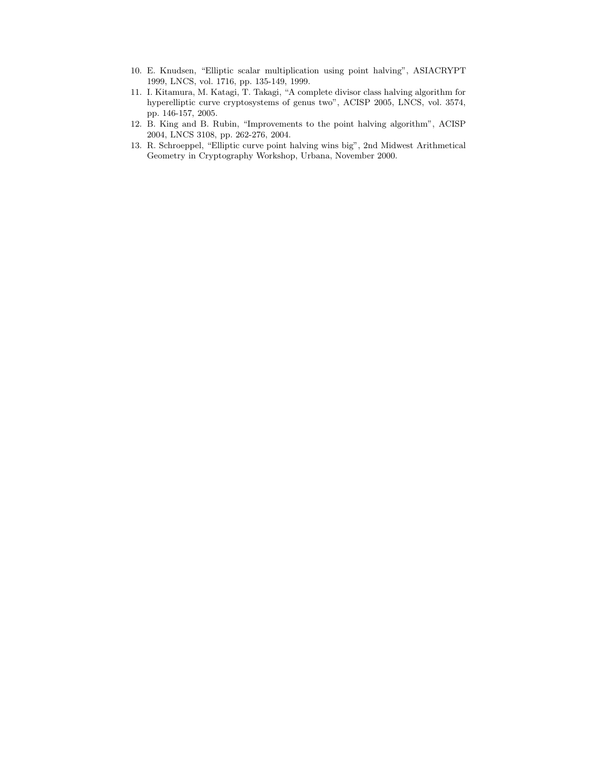10. E. Knudsen, "Elliptic scalar multiplication using point halving", ASIACRYPT 1999, LNCS, vol. 1716, pp. 135-149, 1999.
11. I. Kitamura, M. Katagi, T. Takagi, "A complete divisor class halving algorithm for hyperelliptic curve cryptosystems of genus two", ACISP 2005, LNCS, vol. 3574, pp. 146-157, 2005.
12. B. King and B. Rubin, "Improvements to the point halving algorithm", ACISP 2004, LNCS 3108, pp. 262-276, 2004.
13. R. Schroeppel, "Elliptic curve point halving wins big", 2nd Midwest Arithmetical Geometry in Cryptography Workshop, Urbana, November 2000.